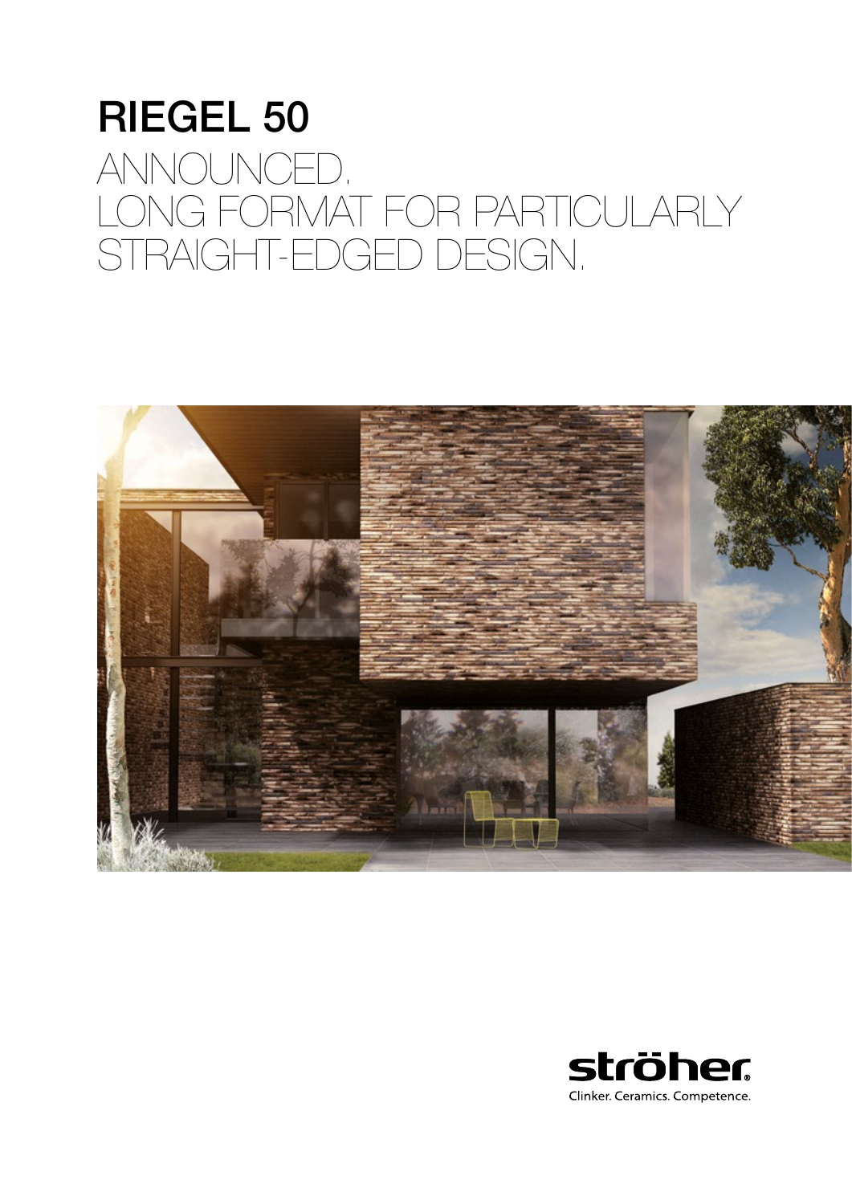# RIEGEL 50

ANNOUNCED.
LONG FORMAT FOR PARTICULARLY STRAIGHT-EDGED DESIGN.

ströher
Clinker. Ceramics. Competence.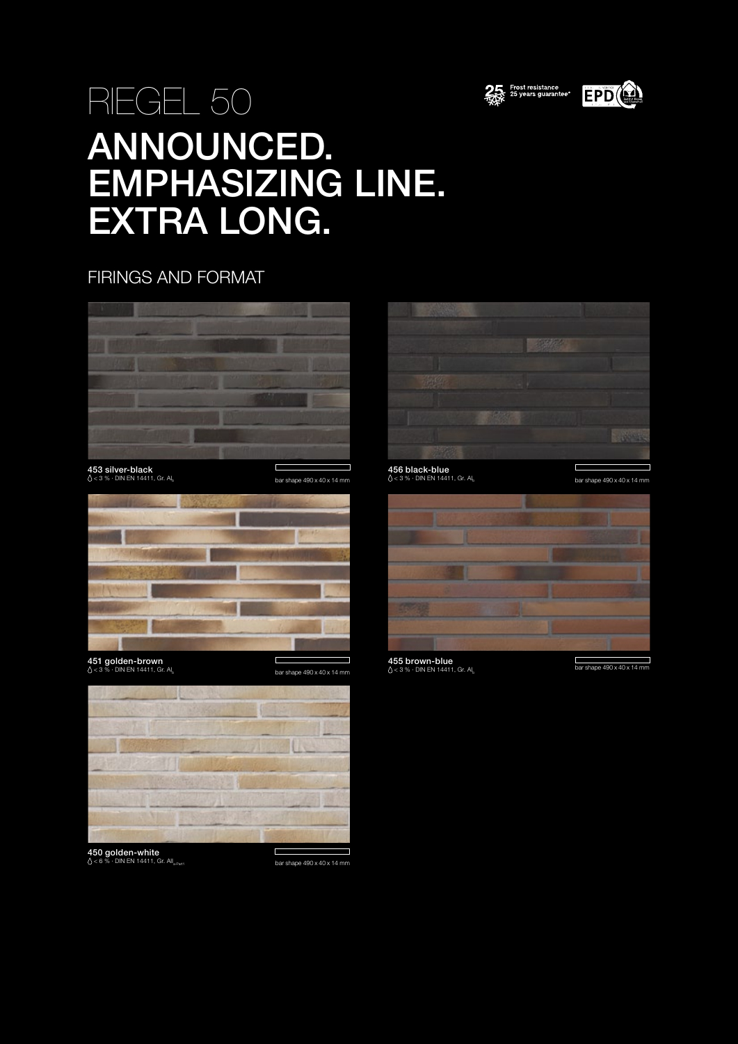# RIEGEL 50

# ANNOUNCED. EMPHASIZING LINE. EXTRA LONG.

25 Frost resistance 25 years guarantee*

EPD

## FIRINGS AND FORMAT

**453 silver-black**
< 3 % · DIN EN 14411, Gr. $AI_L$

bar shape 490 x 40 x 14 mm

**456 black-blue**
< 3 % · DIN EN 14411, Gr. $AI_L$

bar shape 490 x 40 x 14 mm

**451 golden-brown**
< 3 % · DIN EN 14411, Gr. $AI_L$

bar shape 490 x 40 x 14 mm

**455 brown-blue**
< 3 % · DIN EN 14411, Gr. $AI_L$

bar shape 490 x 40 x 14 mm

**450 golden-white**
< 6 % · DIN EN 14411, Gr. $AII_{a-Part1}$

bar shape 490 x 40 x 14 mm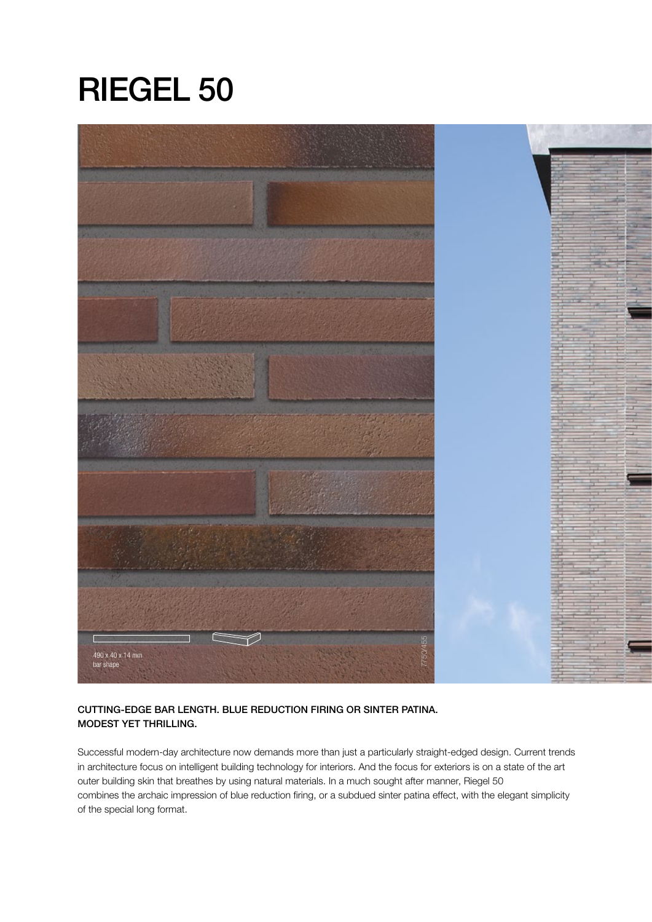# RIEGEL 50

490 x 40 x 14 mm
bar shape

775Q455

**CUTTING-EDGE BAR LENGTH. BLUE REDUCTION FIRING OR SINTER PATINA.
MODEST YET THRILLING.**

Successful modern-day architecture now demands more than just a particularly straight-edged design. Current trends in architecture focus on intelligent building technology for interiors. And the focus for exteriors is on a state of the art outer building skin that breathes by using natural materials. In a much sought after manner, Riegel 50 combines the archaic impression of blue reduction firing, or a subdued sinter patina effect, with the elegant simplicity of the special long format.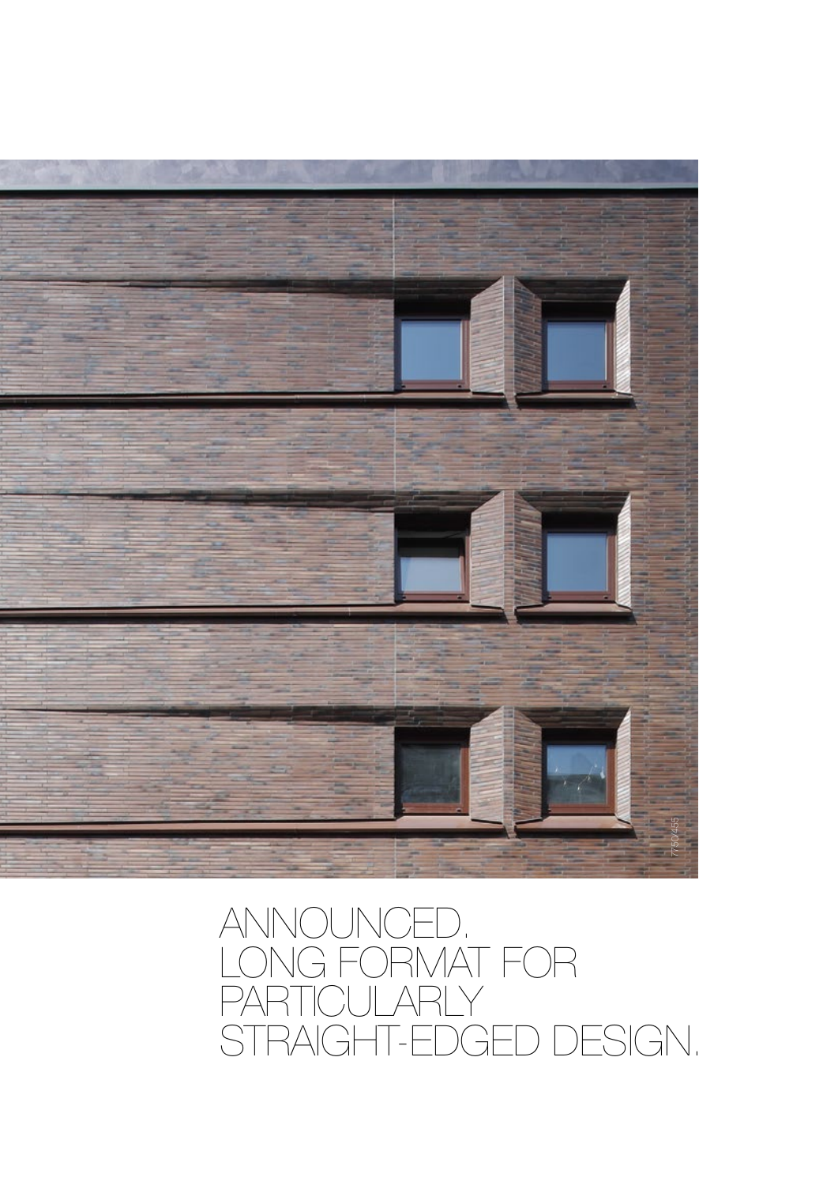ANNOUNCED.
LONG FORMAT FOR
PARTICULARLY
STRAIGHT-EDGED DESIGN.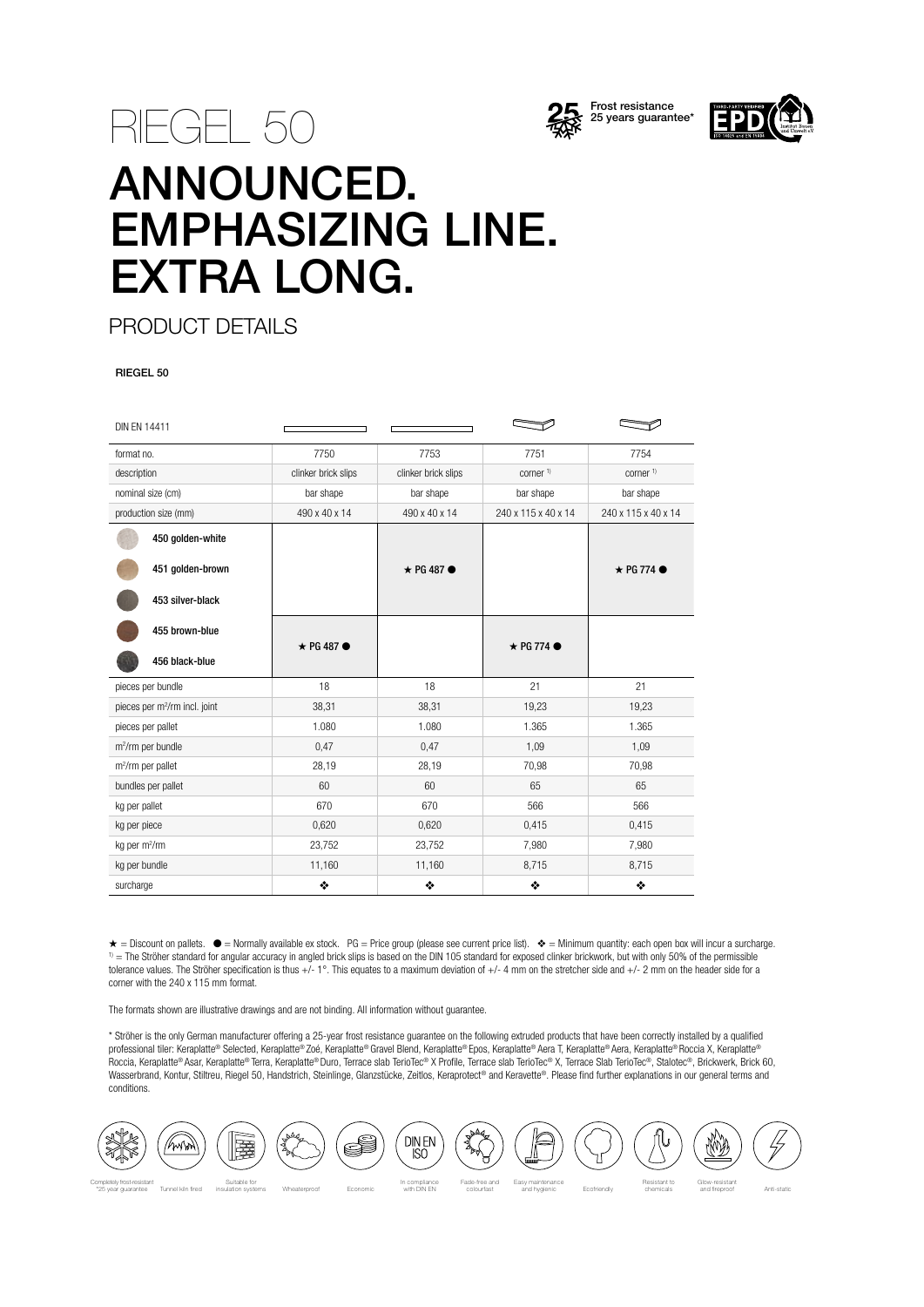# RIEGEL 50

Frost resistance 25 years guarantee*

# ANNOUNCED. EMPHASIZING LINE. EXTRA LONG.

## PRODUCT DETAILS

**RIEGEL 50**

| DIN EN 14411 | | | | |
|---|---|---|---|---|
| format no. | 7750 | 7753 | 7751 | 7754 |
| description | clinker brick slips | clinker brick slips | corner [1] | corner [1] |
| nominal size (cm) | bar shape | bar shape | bar shape | bar shape |
| production size (mm) | 490 x 40 x 14 | 490 x 40 x 14 | 240 x 115 x 40 x 14 | 240 x 115 x 40 x 14 |
| 450 golden-white | | ★ PG 487 ● | | ★ PG 774 ● |
| 451 golden-brown | | ★ PG 487 ● | | ★ PG 774 ● |
| 453 silver-black | | ★ PG 487 ● | | ★ PG 774 ● |
| 455 brown-blue | ★ PG 487 ● | | ★ PG 774 ● | |
| 456 black-blue | ★ PG 487 ● | | ★ PG 774 ● | |
| pieces per bundle | 18 | 18 | 21 | 21 |
| pieces per m²/rm incl. joint | 38,31 | 38,31 | 19,23 | 19,23 |
| pieces per pallet | 1.080 | 1.080 | 1.365 | 1.365 |
| m²/rm per bundle | 0,47 | 0,47 | 1,09 | 1,09 |
| m²/rm per pallet | 28,19 | 28,19 | 70,98 | 70,98 |
| bundles per pallet | 60 | 60 | 65 | 65 |
| kg per pallet | 670 | 670 | 566 | 566 |
| kg per piece | 0,620 | 0,620 | 0,415 | 0,415 |
| kg per m²/rm | 23,752 | 23,752 | 7,980 | 7,980 |
| kg per bundle | 11,160 | 11,160 | 8,715 | 8,715 |
| surcharge | ❖ | ❖ | ❖ | ❖ |

★ = Discount on pallets. ● = Normally available ex stock. PG = Price group (please see current price list). ❖ = Minimum quantity: each open box will incur a surcharge.
[1] = The Ströher standard for angular accuracy in angled brick slips is based on the DIN 105 standard for exposed clinker brickwork, but with only 50% of the permissible tolerance values. The Ströher specification is thus +/- 1°. This equates to a maximum deviation of +/- 4 mm on the stretcher side and +/- 2 mm on the header side for a corner with the 240 x 115 mm format.

The formats shown are illustrative drawings and are not binding. All information without guarantee.

\* Ströher is the only German manufacturer offering a 25-year frost resistance guarantee on the following extruded products that have been correctly installed by a qualified professional tiler: Keraplatte® Selected, Keraplatte® Zoé, Keraplatte® Gravel Blend, Keraplatte® Epos, Keraplatte® Aera T, Keraplatte® Aera, Keraplatte® Roccia X, Keraplatte® Roccia, Keraplatte® Asar, Keraplatte® Terra, Keraplatte® Duro, Terrace slab TerioTec® X Profile, Terrace slab TerioTec® X, Terrace Slab TerioTec®, Stalotec®, Brickwerk, Brick 60, Wasserbrand, Kontur, Stiltreu, Riegel 50, Handstrich, Steinlinge, Glanzstücke, Zeitlos, Keraprotect® and Keravette®. Please find further explanations in our general terms and conditions.

Completely frost-resistant *25 year guarantee | Tunnel kiln fired | Suitable for insulation systems | Wheaterproof | Economic | In compliance with DIN EN | Fade-free and colourfast | Easy maintenance and hygienic | Ecofriendly | Resistant to chemicals | Glow-resistant and fireproof | Anti-static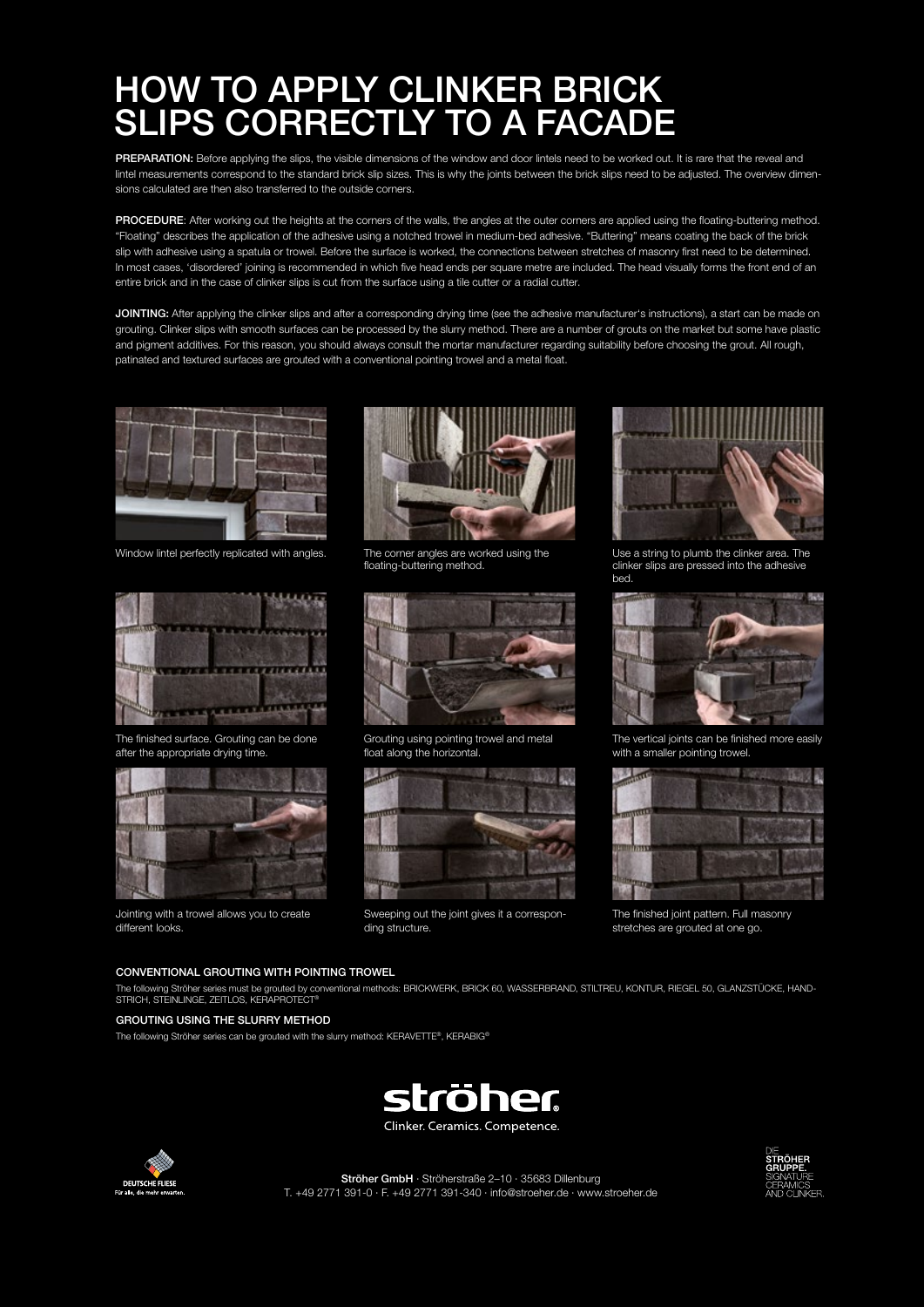# HOW TO APPLY CLINKER BRICK SLIPS CORRECTLY TO A FACADE

**PREPARATION:** Before applying the slips, the visible dimensions of the window and door lintels need to be worked out. It is rare that the reveal and lintel measurements correspond to the standard brick slip sizes. This is why the joints between the brick slips need to be adjusted. The overview dimensions calculated are then also transferred to the outside corners.

**PROCEDURE**: After working out the heights at the corners of the walls, the angles at the outer corners are applied using the floating-buttering method. "Floating" describes the application of the adhesive using a notched trowel in medium-bed adhesive. "Buttering" means coating the back of the brick slip with adhesive using a spatula or trowel. Before the surface is worked, the connections between stretches of masonry first need to be determined. In most cases, 'disordered' joining is recommended in which five head ends per square metre are included. The head visually forms the front end of an entire brick and in the case of clinker slips is cut from the surface using a tile cutter or a radial cutter.

**JOINTING:** After applying the clinker slips and after a corresponding drying time (see the adhesive manufacturer's instructions), a start can be made on grouting. Clinker slips with smooth surfaces can be processed by the slurry method. There are a number of grouts on the market but some have plastic and pigment additives. For this reason, you should always consult the mortar manufacturer regarding suitability before choosing the grout. All rough, patinated and textured surfaces are grouted with a conventional pointing trowel and a metal float.

Window lintel perfectly replicated with angles.

The corner angles are worked using the floating-buttering method.

Use a string to plumb the clinker area. The clinker slips are pressed into the adhesive bed.

The finished surface. Grouting can be done after the appropriate drying time.

Grouting using pointing trowel and metal float along the horizontal.

The vertical joints can be finished more easily with a smaller pointing trowel.

Jointing with a trowel allows you to create different looks.

Sweeping out the joint gives it a corresponding structure.

The finished joint pattern. Full masonry stretches are grouted at one go.

### CONVENTIONAL GROUTING WITH POINTING TROWEL

The following Ströher series must be grouted by conventional methods: BRICKWERK, BRICK 60, WASSERBRAND, STILTREU, KONTUR, RIEGEL 50, GLANZSTÜCKE, HANDSTRICH, STEINLINGE, ZEITLOS, KERAPROTECT®

### GROUTING USING THE SLURRY METHOD

The following Ströher series can be grouted with the slurry method: KERAVETTE®, KERABIG®

ströher

Clinker. Ceramics. Competence.

DEUTSCHE FLIESE
Für alle, die mehr erwarten.

**Ströher GmbH** · Ströherstraße 2–10 · 35683 Dillenburg
T. +49 2771 391-0 · F. +49 2771 391-340 · info@stroeher.de · www.stroeher.de

DIE
STRÖHER
GRUPPE.
SIGNATURE
CERAMICS
AND CLINKER.